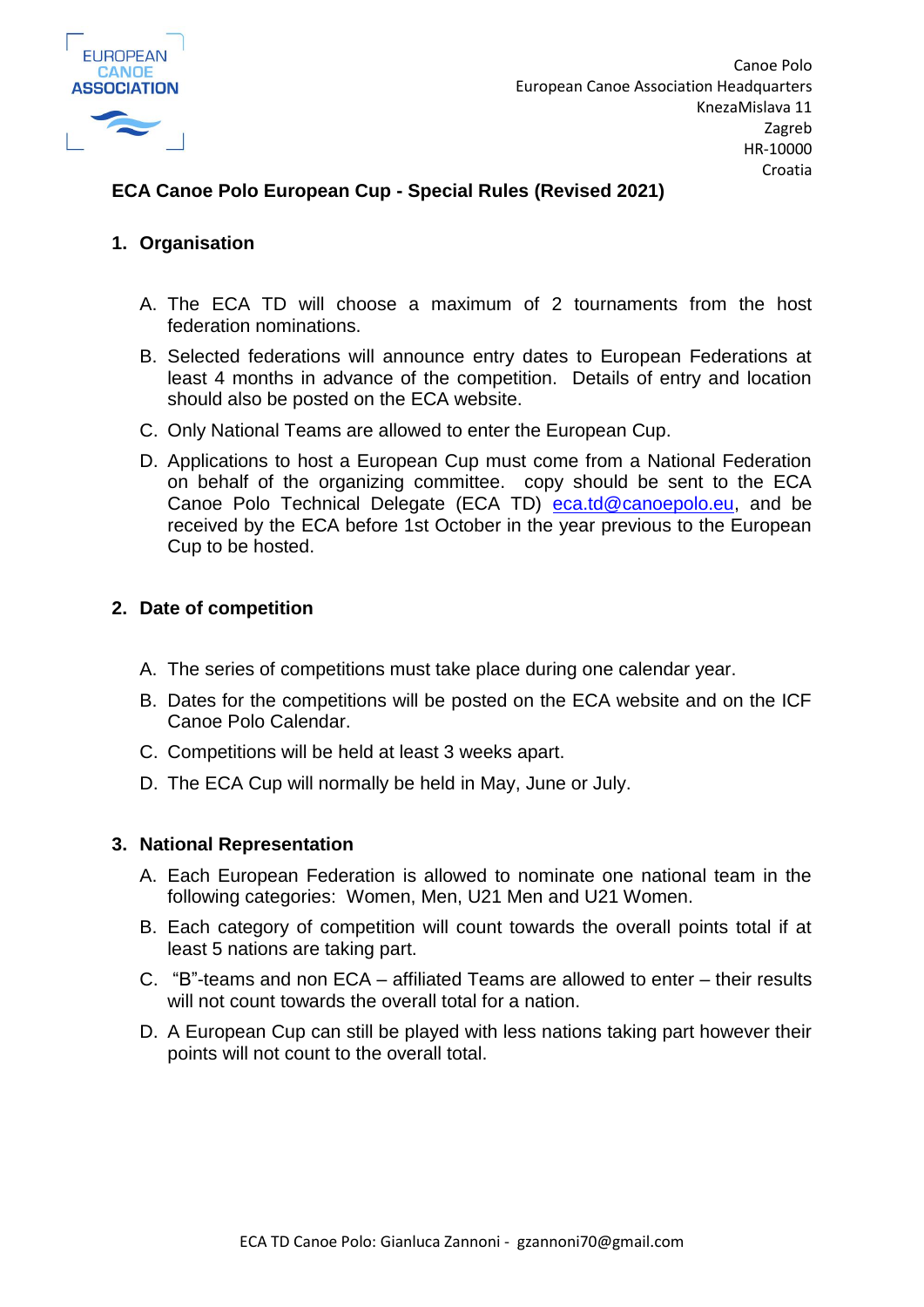EUROPEAN CANOE ASSOCIATION

Canoe Polo
European Canoe Association Headquarters
KnezaMislava 11
Zagreb
HR-10000
Croatia

# ECA Canoe Polo European Cup - Special Rules (Revised 2021)

## 1. Organisation

A. The ECA TD will choose a maximum of 2 tournaments from the host federation nominations.

B. Selected federations will announce entry dates to European Federations at least 4 months in advance of the competition. Details of entry and location should also be posted on the ECA website.

C. Only National Teams are allowed to enter the European Cup.

D. Applications to host a European Cup must come from a National Federation on behalf of the organizing committee. copy should be sent to the ECA Canoe Polo Technical Delegate (ECA TD) eca.td@canoepolo.eu, and be received by the ECA before 1st October in the year previous to the European Cup to be hosted.

## 2. Date of competition

A. The series of competitions must take place during one calendar year.

B. Dates for the competitions will be posted on the ECA website and on the ICF Canoe Polo Calendar.

C. Competitions will be held at least 3 weeks apart.

D. The ECA Cup will normally be held in May, June or July.

## 3. National Representation

A. Each European Federation is allowed to nominate one national team in the following categories: Women, Men, U21 Men and U21 Women.

B. Each category of competition will count towards the overall points total if at least 5 nations are taking part.

C. "B"-teams and non ECA – affiliated Teams are allowed to enter – their results will not count towards the overall total for a nation.

D. A European Cup can still be played with less nations taking part however their points will not count to the overall total.

ECA TD Canoe Polo: Gianluca Zannoni - gzannoni70@gmail.com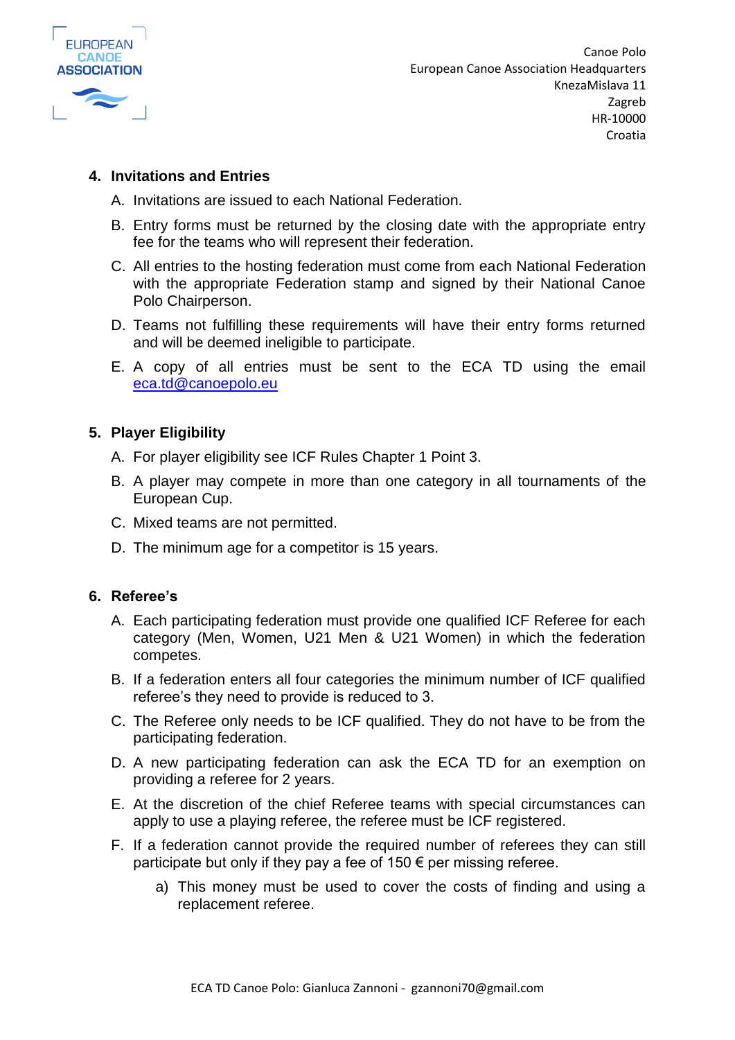## 4. Invitations and Entries

A. Invitations are issued to each National Federation.

B. Entry forms must be returned by the closing date with the appropriate entry fee for the teams who will represent their federation.

C. All entries to the hosting federation must come from each National Federation with the appropriate Federation stamp and signed by their National Canoe Polo Chairperson.

D. Teams not fulfilling these requirements will have their entry forms returned and will be deemed ineligible to participate.

E. A copy of all entries must be sent to the ECA TD using the email eca.td@canoepolo.eu

## 5. Player Eligibility

A. For player eligibility see ICF Rules Chapter 1 Point 3.

B. A player may compete in more than one category in all tournaments of the European Cup.

C. Mixed teams are not permitted.

D. The minimum age for a competitor is 15 years.

## 6. Referee's

A. Each participating federation must provide one qualified ICF Referee for each category (Men, Women, U21 Men & U21 Women) in which the federation competes.

B. If a federation enters all four categories the minimum number of ICF qualified referee's they need to provide is reduced to 3.

C. The Referee only needs to be ICF qualified. They do not have to be from the participating federation.

D. A new participating federation can ask the ECA TD for an exemption on providing a referee for 2 years.

E. At the discretion of the chief Referee teams with special circumstances can apply to use a playing referee, the referee must be ICF registered.

F. If a federation cannot provide the required number of referees they can still participate but only if they pay a fee of 150 € per missing referee.

   a) This money must be used to cover the costs of finding and using a replacement referee.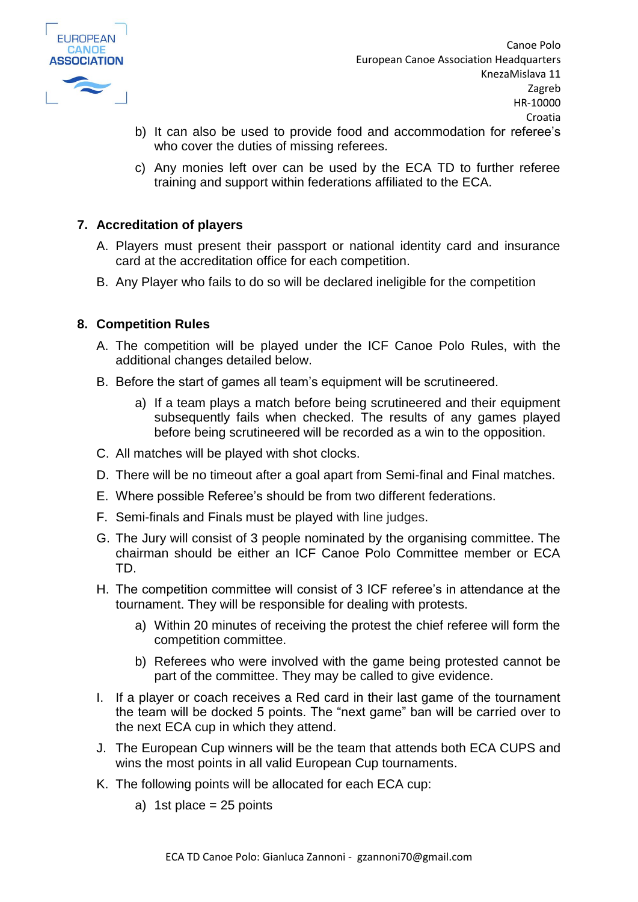b) It can also be used to provide food and accommodation for referee's who cover the duties of missing referees.

c) Any monies left over can be used by the ECA TD to further referee training and support within federations affiliated to the ECA.

## 7. Accreditation of players

A. Players must present their passport or national identity card and insurance card at the accreditation office for each competition.

B. Any Player who fails to do so will be declared ineligible for the competition

## 8. Competition Rules

A. The competition will be played under the ICF Canoe Polo Rules, with the additional changes detailed below.

B. Before the start of games all team's equipment will be scrutineered.

   a) If a team plays a match before being scrutineered and their equipment subsequently fails when checked. The results of any games played before being scrutineered will be recorded as a win to the opposition.

C. All matches will be played with shot clocks.

D. There will be no timeout after a goal apart from Semi-final and Final matches.

E. Where possible Referee's should be from two different federations.

F. Semi-finals and Finals must be played with line judges.

G. The Jury will consist of 3 people nominated by the organising committee. The chairman should be either an ICF Canoe Polo Committee member or ECA TD.

H. The competition committee will consist of 3 ICF referee's in attendance at the tournament. They will be responsible for dealing with protests.

   a) Within 20 minutes of receiving the protest the chief referee will form the competition committee.

   b) Referees who were involved with the game being protested cannot be part of the committee. They may be called to give evidence.

I. If a player or coach receives a Red card in their last game of the tournament the team will be docked 5 points. The "next game" ban will be carried over to the next ECA cup in which they attend.

J. The European Cup winners will be the team that attends both ECA CUPS and wins the most points in all valid European Cup tournaments.

K. The following points will be allocated for each ECA cup:

   a) 1st place = 25 points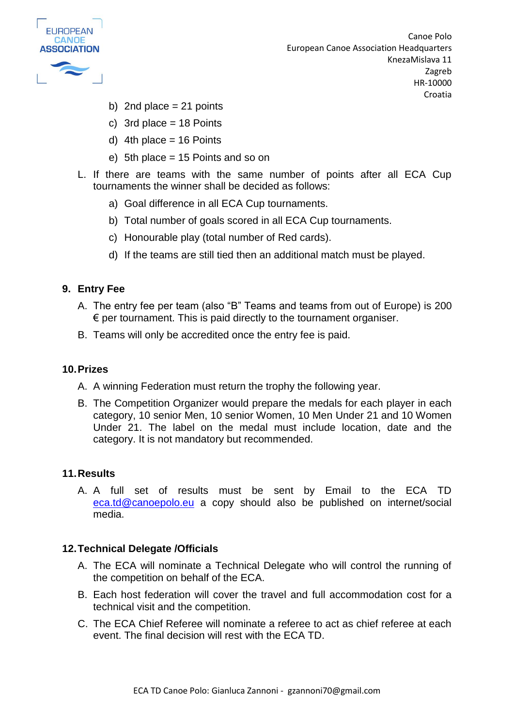b) 2nd place = 21 points

c) 3rd place = 18 Points

d) 4th place = 16 Points

e) 5th place = 15 Points and so on

L. If there are teams with the same number of points after all ECA Cup tournaments the winner shall be decided as follows:

a) Goal difference in all ECA Cup tournaments.

b) Total number of goals scored in all ECA Cup tournaments.

c) Honourable play (total number of Red cards).

d) If the teams are still tied then an additional match must be played.

## 9. Entry Fee

A. The entry fee per team (also "B" Teams and teams from out of Europe) is 200 € per tournament. This is paid directly to the tournament organiser.

B. Teams will only be accredited once the entry fee is paid.

## 10. Prizes

A. A winning Federation must return the trophy the following year.

B. The Competition Organizer would prepare the medals for each player in each category, 10 senior Men, 10 senior Women, 10 Men Under 21 and 10 Women Under 21. The label on the medal must include location, date and the category. It is not mandatory but recommended.

## 11. Results

A. A full set of results must be sent by Email to the ECA TD eca.td@canoepolo.eu a copy should also be published on internet/social media.

## 12. Technical Delegate /Officials

A. The ECA will nominate a Technical Delegate who will control the running of the competition on behalf of the ECA.

B. Each host federation will cover the travel and full accommodation cost for a technical visit and the competition.

C. The ECA Chief Referee will nominate a referee to act as chief referee at each event. The final decision will rest with the ECA TD.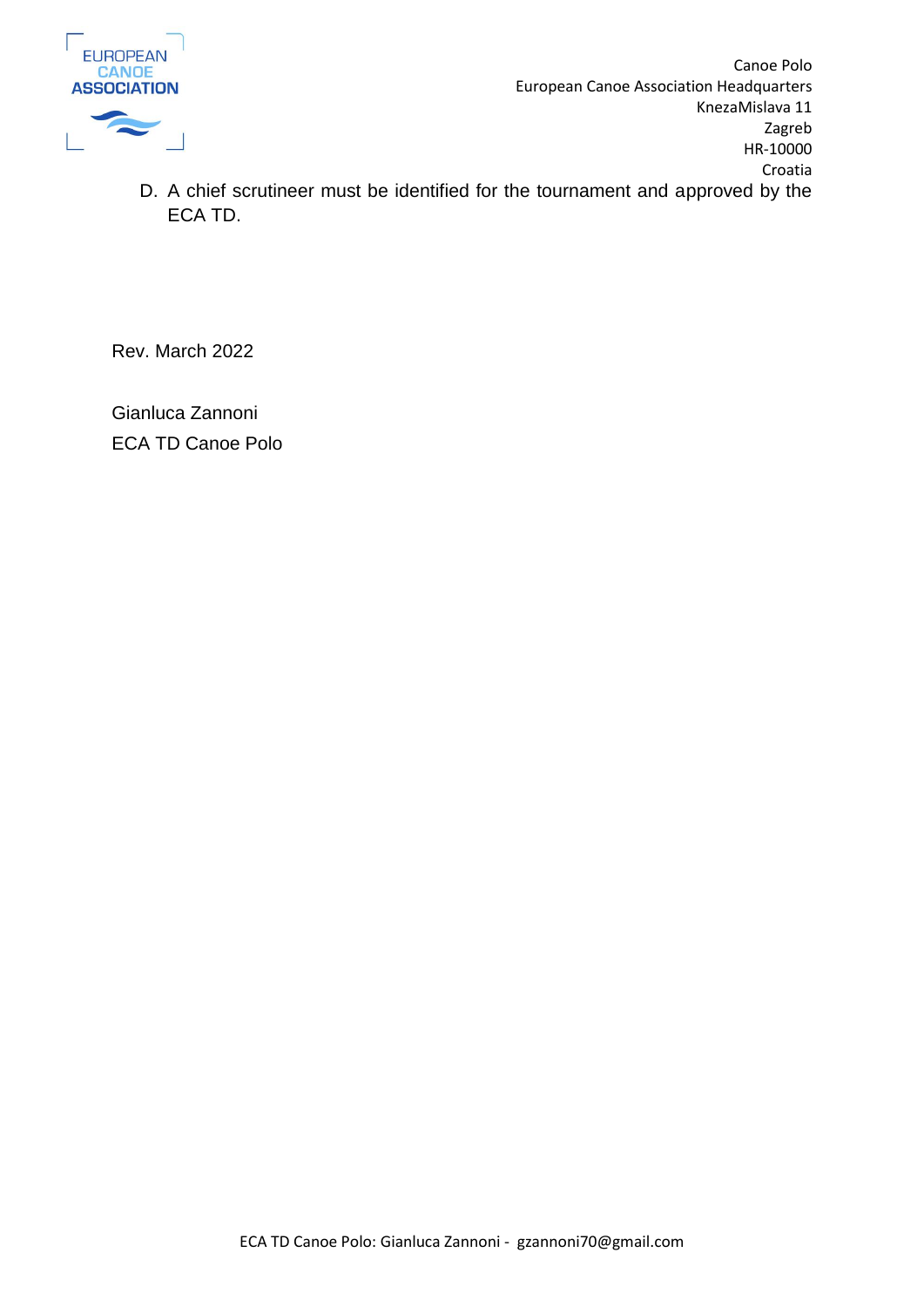D. A chief scrutineer must be identified for the tournament and approved by the ECA TD.

Rev. March 2022

Gianluca Zannoni
ECA TD Canoe Polo